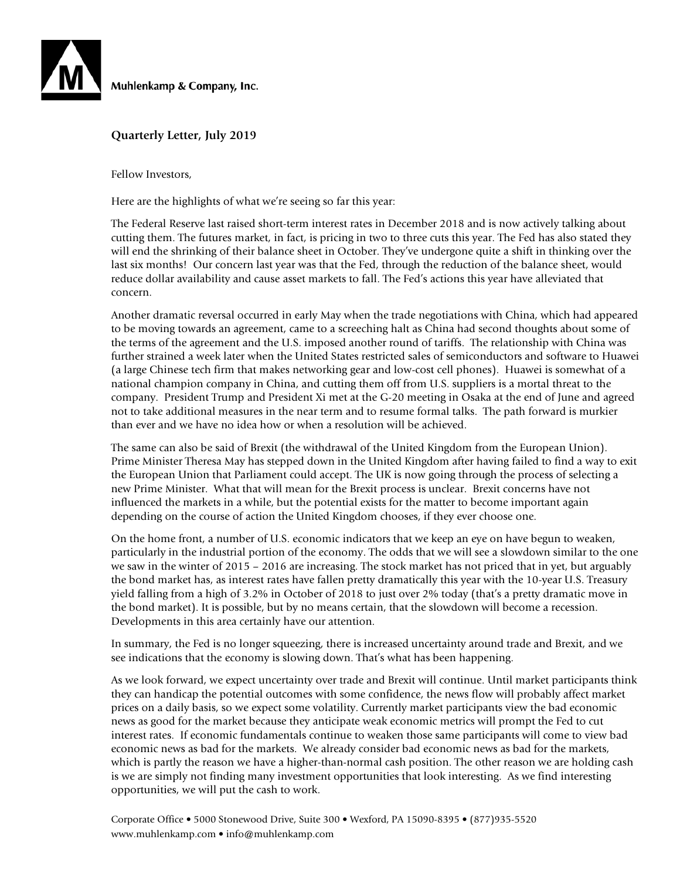Muhlenkamp & Company, Inc.

## Quarterly Letter, July 2019

Fellow Investors,

Here are the highlights of what we're seeing so far this year:

The Federal Reserve last raised short-term interest rates in December 2018 and is now actively talking about cutting them. The futures market, in fact, is pricing in two to three cuts this year. The Fed has also stated they will end the shrinking of their balance sheet in October. They've undergone quite a shift in thinking over the last six months! Our concern last year was that the Fed, through the reduction of the balance sheet, would reduce dollar availability and cause asset markets to fall. The Fed's actions this year have alleviated that concern.

Another dramatic reversal occurred in early May when the trade negotiations with China, which had appeared to be moving towards an agreement, came to a screeching halt as China had second thoughts about some of the terms of the agreement and the U.S. imposed another round of tariffs. The relationship with China was further strained a week later when the United States restricted sales of semiconductors and software to Huawei (a large Chinese tech firm that makes networking gear and low-cost cell phones). Huawei is somewhat of a national champion company in China, and cutting them off from U.S. suppliers is a mortal threat to the company. President Trump and President Xi met at the G-20 meeting in Osaka at the end of June and agreed not to take additional measures in the near term and to resume formal talks. The path forward is murkier than ever and we have no idea how or when a resolution will be achieved.

The same can also be said of Brexit (the withdrawal of the United Kingdom from the European Union). Prime Minister Theresa May has stepped down in the United Kingdom after having failed to find a way to exit the European Union that Parliament could accept. The UK is now going through the process of selecting a new Prime Minister. What that will mean for the Brexit process is unclear. Brexit concerns have not influenced the markets in a while, but the potential exists for the matter to become important again depending on the course of action the United Kingdom chooses, if they ever choose one.

On the home front, a number of U.S. economic indicators that we keep an eye on have begun to weaken, particularly in the industrial portion of the economy. The odds that we will see a slowdown similar to the one we saw in the winter of 2015 – 2016 are increasing. The stock market has not priced that in yet, but arguably the bond market has, as interest rates have fallen pretty dramatically this year with the 10-year U.S. Treasury yield falling from a high of 3.2% in October of 2018 to just over 2% today (that's a pretty dramatic move in the bond market). It is possible, but by no means certain, that the slowdown will become a recession. Developments in this area certainly have our attention.

In summary, the Fed is no longer squeezing, there is increased uncertainty around trade and Brexit, and we see indications that the economy is slowing down. That's what has been happening.

As we look forward, we expect uncertainty over trade and Brexit will continue. Until market participants think they can handicap the potential outcomes with some confidence, the news flow will probably affect market prices on a daily basis, so we expect some volatility. Currently market participants view the bad economic news as good for the market because they anticipate weak economic metrics will prompt the Fed to cut interest rates. If economic fundamentals continue to weaken those same participants will come to view bad economic news as bad for the markets. We already consider bad economic news as bad for the markets, which is partly the reason we have a higher-than-normal cash position. The other reason we are holding cash is we are simply not finding many investment opportunities that look interesting. As we find interesting opportunities, we will put the cash to work.

Corporate Office • 5000 Stonewood Drive, Suite 300 • Wexford, PA 15090-8395 • (877)935-5520
www.muhlenkamp.com • info@muhlenkamp.com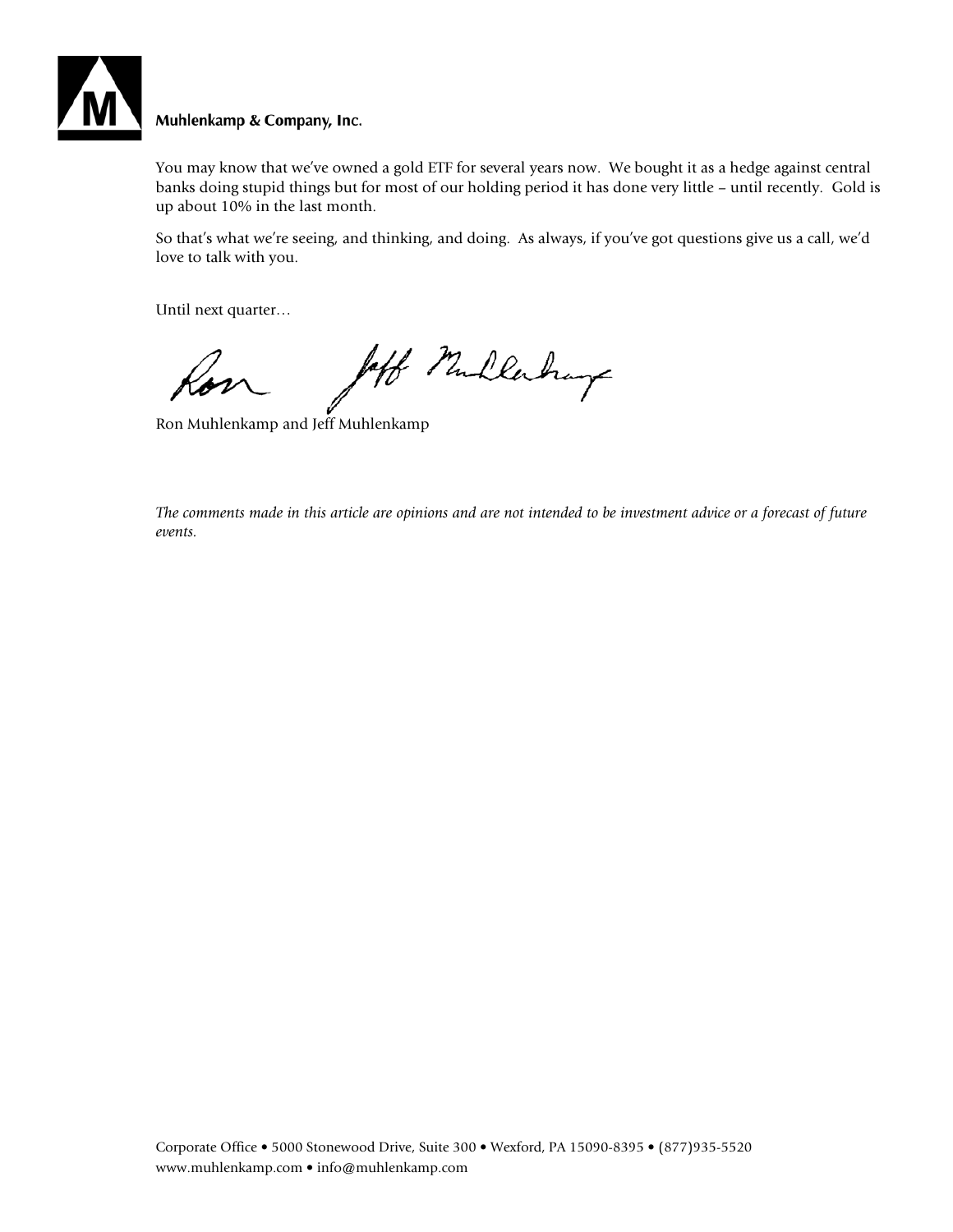You may know that we've owned a gold ETF for several years now. We bought it as a hedge against central banks doing stupid things but for most of our holding period it has done very little – until recently. Gold is up about 10% in the last month.

So that's what we're seeing, and thinking, and doing. As always, if you've got questions give us a call, we'd love to talk with you.

Until next quarter…

Ron Muhlenkamp and Jeff Muhlenkamp

*The comments made in this article are opinions and are not intended to be investment advice or a forecast of future events.*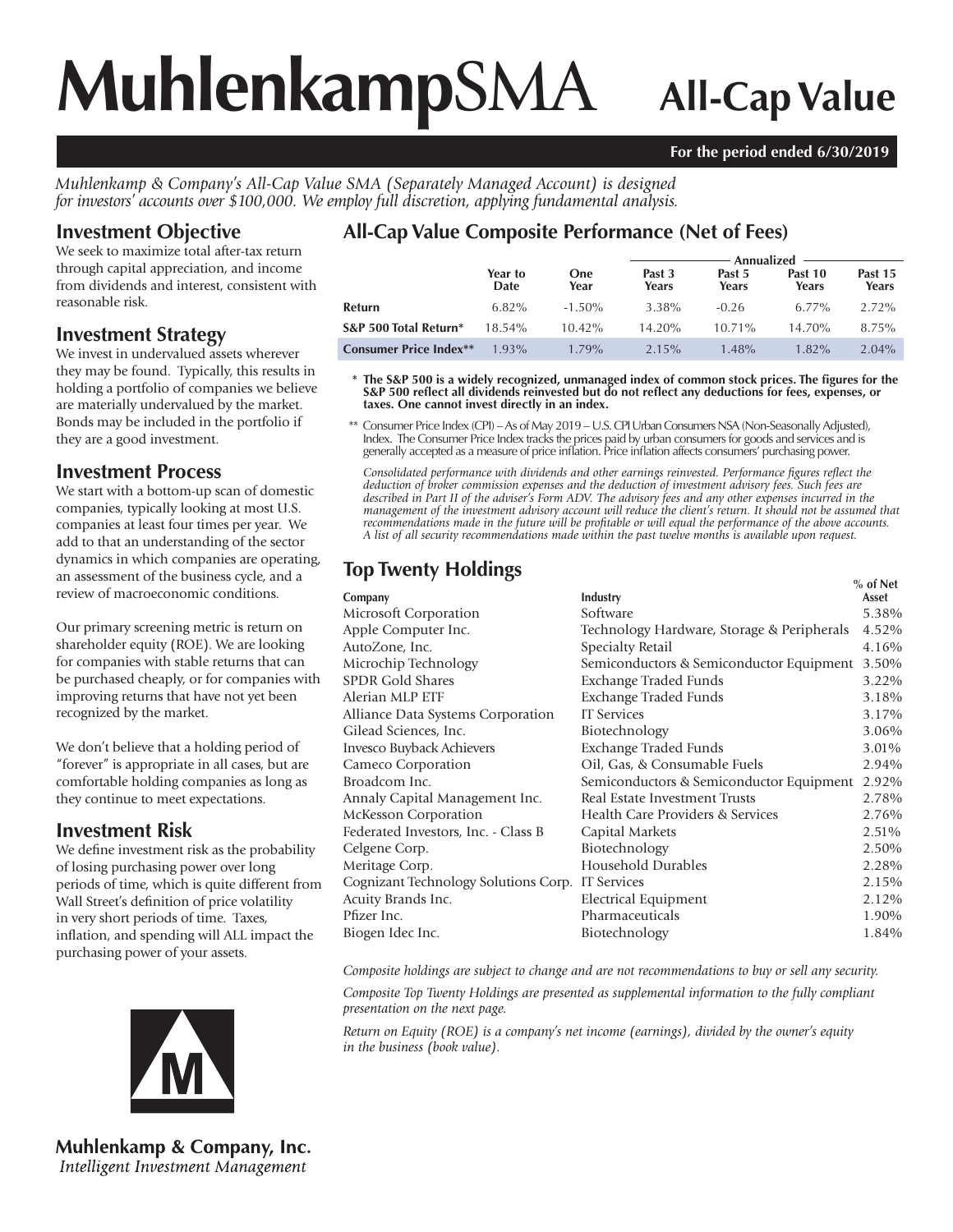# MuhlenkampSMA All-Cap Value

**For the period ended 6/30/2019**

*Muhlenkamp & Company's All-Cap Value SMA (Separately Managed Account) is designed for investors' accounts over $100,000. We employ full discretion, applying fundamental analysis.*

## Investment Objective

We seek to maximize total after-tax return through capital appreciation, and income from dividends and interest, consistent with reasonable risk.

## Investment Strategy

We invest in undervalued assets wherever they may be found. Typically, this results in holding a portfolio of companies we believe are materially undervalued by the market. Bonds may be included in the portfolio if they are a good investment.

## Investment Process

We start with a bottom-up scan of domestic companies, typically looking at most U.S. companies at least four times per year. We add to that an understanding of the sector dynamics in which companies are operating, an assessment of the business cycle, and a review of macroeconomic conditions.

Our primary screening metric is return on shareholder equity (ROE). We are looking for companies with stable returns that can be purchased cheaply, or for companies with improving returns that have not yet been recognized by the market.

We don't believe that a holding period of "forever" is appropriate in all cases, but are comfortable holding companies as long as they continue to meet expectations.

## Investment Risk

We define investment risk as the probability of losing purchasing power over long periods of time, which is quite different from Wall Street's definition of price volatility in very short periods of time. Taxes, inflation, and spending will ALL impact the purchasing power of your assets.

## All-Cap Value Composite Performance (Net of Fees)

| | | | Annualized | | | |
|---|---|---|---|---|---|---|
| | Year to Date | One Year | Past 3 Years | Past 5 Years | Past 10 Years | Past 15 Years |
| **Return** | 6.82% | -1.50% | 3.38% | -0.26 | 6.77% | 2.72% |
| **S&P 500 Total Return*** | 18.54% | 10.42% | 14.20% | 10.71% | 14.70% | 8.75% |
| **Consumer Price Index**** | 1.93% | 1.79% | 2.15% | 1.48% | 1.82% | 2.04% |

\* **The S&P 500 is a widely recognized, unmanaged index of common stock prices. The figures for the S&P 500 reflect all dividends reinvested but do not reflect any deductions for fees, expenses, or taxes. One cannot invest directly in an index.**

\** Consumer Price Index (CPI) – As of May 2019 – U.S. CPI Urban Consumers NSA (Non-Seasonally Adjusted), Index. The Consumer Price Index tracks the prices paid by urban consumers for goods and services and is generally accepted as a measure of price inflation. Price inflation affects consumers' purchasing power.

*Consolidated performance with dividends and other earnings reinvested. Performance figures reflect the deduction of broker commission expenses and the deduction of investment advisory fees. Such fees are described in Part II of the adviser's Form ADV. The advisory fees and any other expenses incurred in the management of the investment advisory account will reduce the client's return. It should not be assumed that recommendations made in the future will be profitable or will equal the performance of the above accounts. A list of all security recommendations made within the past twelve months is available upon request.*

## Top Twenty Holdings

| Company | Industry | % of Net Asset |
|---|---|---|
| Microsoft Corporation | Software | 5.38% |
| Apple Computer Inc. | Technology Hardware, Storage & Peripherals | 4.52% |
| AutoZone, Inc. | Specialty Retail | 4.16% |
| Microchip Technology | Semiconductors & Semiconductor Equipment | 3.50% |
| SPDR Gold Shares | Exchange Traded Funds | 3.22% |
| Alerian MLP ETF | Exchange Traded Funds | 3.18% |
| Alliance Data Systems Corporation | IT Services | 3.17% |
| Gilead Sciences, Inc. | Biotechnology | 3.06% |
| Invesco Buyback Achievers | Exchange Traded Funds | 3.01% |
| Cameco Corporation | Oil, Gas, & Consumable Fuels | 2.94% |
| Broadcom Inc. | Semiconductors & Semiconductor Equipment | 2.92% |
| Annaly Capital Management Inc. | Real Estate Investment Trusts | 2.78% |
| McKesson Corporation | Health Care Providers & Services | 2.76% |
| Federated Investors, Inc. - Class B | Capital Markets | 2.51% |
| Celgene Corp. | Biotechnology | 2.50% |
| Meritage Corp. | Household Durables | 2.28% |
| Cognizant Technology Solutions Corp. | IT Services | 2.15% |
| Acuity Brands Inc. | Electrical Equipment | 2.12% |
| Pfizer Inc. | Pharmaceuticals | 1.90% |
| Biogen Idec Inc. | Biotechnology | 1.84% |

*Composite holdings are subject to change and are not recommendations to buy or sell any security.*

*Composite Top Twenty Holdings are presented as supplemental information to the fully compliant presentation on the next page.*

*Return on Equity (ROE) is a company's net income (earnings), divided by the owner's equity in the business (book value).*

**Muhlenkamp & Company, Inc.**
*Intelligent Investment Management*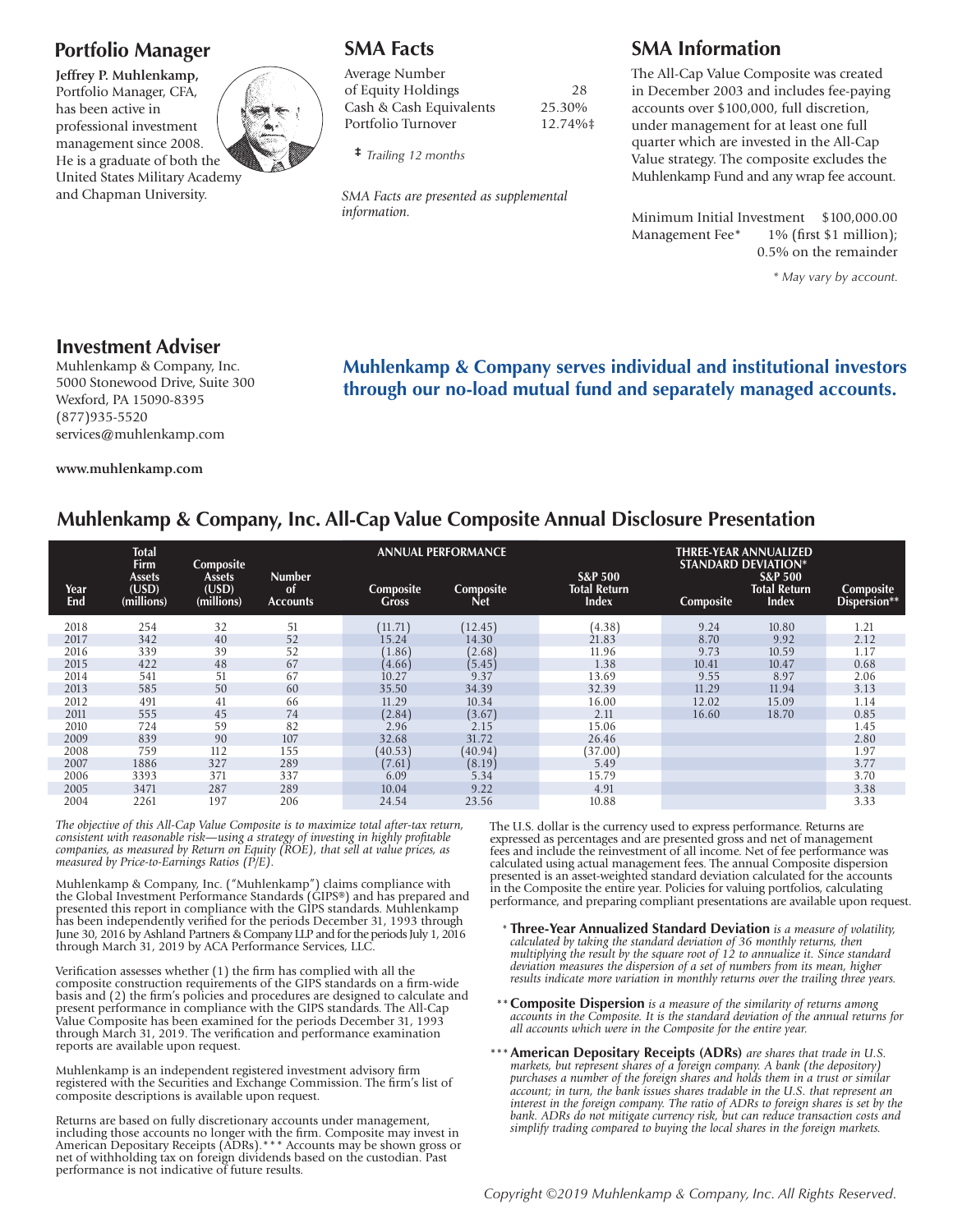## Portfolio Manager

**Jeffrey P. Muhlenkamp,** Portfolio Manager, CFA, has been active in professional investment management since 2008. He is a graduate of both the United States Military Academy and Chapman University.

## SMA Facts

| | |
|---|---|
| Average Number of Equity Holdings | 28 |
| Cash & Cash Equivalents | 25.30% |
| Portfolio Turnover | 12.74%‡ |

‡ *Trailing 12 months*

*SMA Facts are presented as supplemental information.*

## SMA Information

The All-Cap Value Composite was created in December 2003 and includes fee-paying accounts over $100,000, full discretion, under management for at least one full quarter which are invested in the All-Cap Value strategy. The composite excludes the Muhlenkamp Fund and any wrap fee account.

| | |
|---|---|
| Minimum Initial Investment | $100,000.00 |
| Management Fee* | 1% (first $1 million); 0.5% on the remainder |

*\* May vary by account.*

## Investment Adviser

Muhlenkamp & Company, Inc.
5000 Stonewood Drive, Suite 300
Wexford, PA 15090-8395
(877)935-5520
services@muhlenkamp.com

**www.muhlenkamp.com**

**Muhlenkamp & Company serves individual and institutional investors through our no-load mutual fund and separately managed accounts.**

## Muhlenkamp & Company, Inc. All-Cap Value Composite Annual Disclosure Presentation

| | | | | ANNUAL PERFORMANCE | | | THREE-YEAR ANNUALIZED STANDARD DEVIATION* | | |
|---|---|---|---|---|---|---|---|---|---|
| Year End | Total Firm Assets (USD) (millions) | Composite Assets (USD) (millions) | Number of Accounts | Composite Gross | Composite Net | S&P 500 Total Return Index | Composite | S&P 500 Total Return Index | Composite Dispersion** |
| 2018 | 254 | 32 | 51 | (11.71) | (12.45) | (4.38) | 9.24 | 10.80 | 1.21 |
| 2017 | 342 | 40 | 52 | 15.24 | 14.30 | 21.83 | 8.70 | 9.92 | 2.12 |
| 2016 | 339 | 39 | 52 | (1.86) | (2.68) | 11.96 | 9.73 | 10.59 | 1.17 |
| 2015 | 422 | 48 | 67 | (4.66) | (5.45) | 1.38 | 10.41 | 10.47 | 0.68 |
| 2014 | 541 | 51 | 67 | 10.27 | 9.37 | 13.69 | 9.55 | 8.97 | 2.06 |
| 2013 | 585 | 50 | 60 | 35.50 | 34.39 | 32.39 | 11.29 | 11.94 | 3.13 |
| 2012 | 491 | 41 | 66 | 11.29 | 10.34 | 16.00 | 12.02 | 15.09 | 1.14 |
| 2011 | 555 | 45 | 74 | (2.84) | (3.67) | 2.11 | 16.60 | 18.70 | 0.85 |
| 2010 | 724 | 59 | 82 | 2.96 | 2.15 | 15.06 | | | 1.45 |
| 2009 | 839 | 90 | 107 | 32.68 | 31.72 | 26.46 | | | 2.80 |
| 2008 | 759 | 112 | 155 | (40.53) | (40.94) | (37.00) | | | 1.97 |
| 2007 | 1886 | 327 | 289 | (7.61) | (8.19) | 5.49 | | | 3.77 |
| 2006 | 3393 | 371 | 337 | 6.09 | 5.34 | 15.79 | | | 3.70 |
| 2005 | 3471 | 287 | 289 | 10.04 | 9.22 | 4.91 | | | 3.38 |
| 2004 | 2261 | 197 | 206 | 24.54 | 23.56 | 10.88 | | | 3.33 |

*The objective of this All-Cap Value Composite is to maximize total after-tax return, consistent with reasonable risk—using a strategy of investing in highly profitable companies, as measured by Return on Equity (ROE), that sell at value prices, as measured by Price-to-Earnings Ratios (P/E).*

Muhlenkamp & Company, Inc. ("Muhlenkamp") claims compliance with the Global Investment Performance Standards (GIPS®) and has prepared and presented this report in compliance with the GIPS standards. Muhlenkamp has been independently verified for the periods December 31, 1993 through June 30, 2016 by Ashland Partners & Company LLP and for the periods July 1, 2016 through March 31, 2019 by ACA Performance Services, LLC.

Verification assesses whether (1) the firm has complied with all the composite construction requirements of the GIPS standards on a firm-wide basis and (2) the firm's policies and procedures are designed to calculate and present performance in compliance with the GIPS standards. The All-Cap Value Composite has been examined for the periods December 31, 1993 through March 31, 2019. The verification and performance examination reports are available upon request.

Muhlenkamp is an independent registered investment advisory firm registered with the Securities and Exchange Commission. The firm's list of composite descriptions is available upon request.

Returns are based on fully discretionary accounts under management, including those accounts no longer with the firm. Composite may invest in American Depositary Receipts (ADRs).*** Accounts may be shown gross or net of withholding tax on foreign dividends based on the custodian. Past performance is not indicative of future results.

The U.S. dollar is the currency used to express performance. Returns are expressed as percentages and are presented gross and net of management fees and include the reinvestment of all income. Net of fee performance was calculated using actual management fees. The annual Composite dispersion presented is an asset-weighted standard deviation calculated for the accounts in the Composite the entire year. Policies for valuing portfolios, calculating performance, and preparing compliant presentations are available upon request.

\* **Three-Year Annualized Standard Deviation** *is a measure of volatility, calculated by taking the standard deviation of 36 monthly returns, then multiplying the result by the square root of 12 to annualize it. Since standard deviation measures the dispersion of a set of numbers from its mean, higher results indicate more variation in monthly returns over the trailing three years.*

\*\* **Composite Dispersion** *is a measure of the similarity of returns among accounts in the Composite. It is the standard deviation of the annual returns for all accounts which were in the Composite for the entire year.*

\*\*\* **American Depositary Receipts (ADRs)** *are shares that trade in U.S. markets, but represent shares of a foreign company. A bank (the depository) purchases a number of the foreign shares and holds them in a trust or similar account; in turn, the bank issues shares tradable in the U.S. that represent an interest in the foreign company. The ratio of ADRs to foreign shares is set by the bank. ADRs do not mitigate currency risk, but can reduce transaction costs and simplify trading compared to buying the local shares in the foreign markets.*

*Copyright ©2019 Muhlenkamp & Company, Inc. All Rights Reserved.*